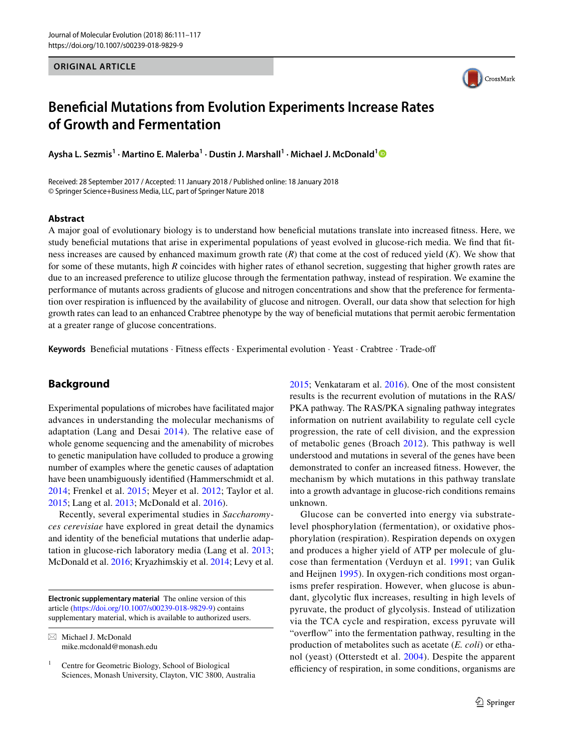ORIGINAL ARTICLE

# Beneficial Mutations from Evolution Experiments Increase Rates of Growth and Fermentation

**Aysha L. Sezmis[1] · Martino E. Malerba[1] · Dustin J. Marshall[1] · Michael J. McDonald[1]**

Received: 28 September 2017 / Accepted: 11 January 2018 / Published online: 18 January 2018
© Springer Science+Business Media, LLC, part of Springer Nature 2018

## Abstract

A major goal of evolutionary biology is to understand how beneficial mutations translate into increased fitness. Here, we study beneficial mutations that arise in experimental populations of yeast evolved in glucose-rich media. We find that fitness increases are caused by enhanced maximum growth rate (*R*) that come at the cost of reduced yield (*K*). We show that for some of these mutants, high *R* coincides with higher rates of ethanol secretion, suggesting that higher growth rates are due to an increased preference to utilize glucose through the fermentation pathway, instead of respiration. We examine the performance of mutants across gradients of glucose and nitrogen concentrations and show that the preference for fermentation over respiration is influenced by the availability of glucose and nitrogen. Overall, our data show that selection for high growth rates can lead to an enhanced Crabtree phenotype by the way of beneficial mutations that permit aerobic fermentation at a greater range of glucose concentrations.

**Keywords** Beneficial mutations · Fitness effects · Experimental evolution · Yeast · Crabtree · Trade-off

## Background

Experimental populations of microbes have facilitated major advances in understanding the molecular mechanisms of adaptation (Lang and Desai 2014). The relative ease of whole genome sequencing and the amenability of microbes to genetic manipulation have colluded to produce a growing number of examples where the genetic causes of adaptation have been unambiguously identified (Hammerschmidt et al. 2014; Frenkel et al. 2015; Meyer et al. 2012; Taylor et al. 2015; Lang et al. 2013; McDonald et al. 2016).

Recently, several experimental studies in *Saccharomyces cerevisiae* have explored in great detail the dynamics and identity of the beneficial mutations that underlie adaptation in glucose-rich laboratory media (Lang et al. 2013; McDonald et al. 2016; Kryazhimskiy et al. 2014; Levy et al. 2015; Venkataram et al. 2016). One of the most consistent results is the recurrent evolution of mutations in the RAS/PKA pathway. The RAS/PKA signaling pathway integrates information on nutrient availability to regulate cell cycle progression, the rate of cell division, and the expression of metabolic genes (Broach 2012). This pathway is well understood and mutations in several of the genes have been demonstrated to confer an increased fitness. However, the mechanism by which mutations in this pathway translate into a growth advantage in glucose-rich conditions remains unknown.

Glucose can be converted into energy via substrate-level phosphorylation (fermentation), or oxidative phosphorylation (respiration). Respiration depends on oxygen and produces a higher yield of ATP per molecule of glucose than fermentation (Verduyn et al. 1991; van Gulik and Heijnen 1995). In oxygen-rich conditions most organisms prefer respiration. However, when glucose is abundant, glycolytic flux increases, resulting in high levels of pyruvate, the product of glycolysis. Instead of utilization via the TCA cycle and respiration, excess pyruvate will "overflow" into the fermentation pathway, resulting in the production of metabolites such as acetate (*E. coli*) or ethanol (yeast) (Otterstedt et al. 2004). Despite the apparent efficiency of respiration, in some conditions, organisms are

---

**Electronic supplementary material** The online version of this article (https://doi.org/10.1007/s00239-018-9829-9) contains supplementary material, which is available to authorized users.

✉ Michael J. McDonald
mike.mcdonald@monash.edu

[1] Centre for Geometric Biology, School of Biological Sciences, Monash University, Clayton, VIC 3800, Australia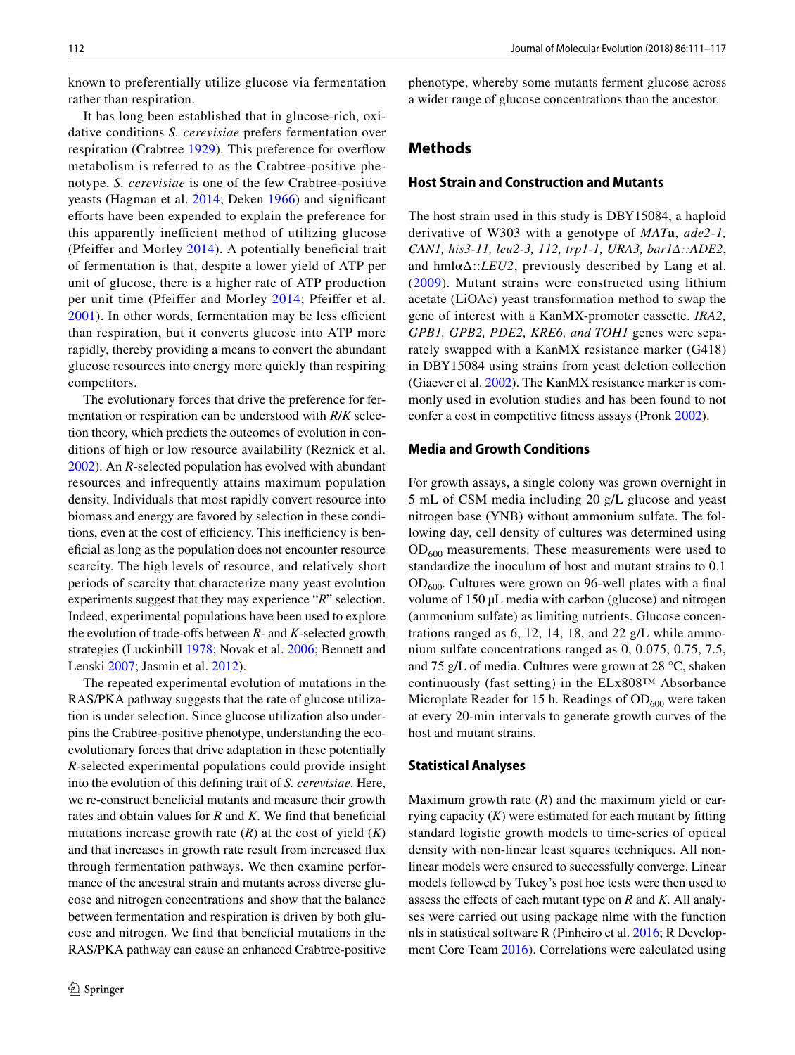known to preferentially utilize glucose via fermentation rather than respiration.

It has long been established that in glucose-rich, oxidative conditions *S. cerevisiae* prefers fermentation over respiration (Crabtree 1929). This preference for overflow metabolism is referred to as the Crabtree-positive phenotype. *S. cerevisiae* is one of the few Crabtree-positive yeasts (Hagman et al. 2014; Deken 1966) and significant efforts have been expended to explain the preference for this apparently inefficient method of utilizing glucose (Pfeiffer and Morley 2014). A potentially beneficial trait of fermentation is that, despite a lower yield of ATP per unit of glucose, there is a higher rate of ATP production per unit time (Pfeiffer and Morley 2014; Pfeiffer et al. 2001). In other words, fermentation may be less efficient than respiration, but it converts glucose into ATP more rapidly, thereby providing a means to convert the abundant glucose resources into energy more quickly than respiring competitors.

The evolutionary forces that drive the preference for fermentation or respiration can be understood with *R*/*K* selection theory, which predicts the outcomes of evolution in conditions of high or low resource availability (Reznick et al. 2002). An *R*-selected population has evolved with abundant resources and infrequently attains maximum population density. Individuals that most rapidly convert resource into biomass and energy are favored by selection in these conditions, even at the cost of efficiency. This inefficiency is beneficial as long as the population does not encounter resource scarcity. The high levels of resource, and relatively short periods of scarcity that characterize many yeast evolution experiments suggest that they may experience "*R*" selection. Indeed, experimental populations have been used to explore the evolution of trade-offs between *R*- and *K*-selected growth strategies (Luckinbill 1978; Novak et al. 2006; Bennett and Lenski 2007; Jasmin et al. 2012).

The repeated experimental evolution of mutations in the RAS/PKA pathway suggests that the rate of glucose utilization is under selection. Since glucose utilization also underpins the Crabtree-positive phenotype, understanding the eco-evolutionary forces that drive adaptation in these potentially *R*-selected experimental populations could provide insight into the evolution of this defining trait of *S. cerevisiae*. Here, we re-construct beneficial mutants and measure their growth rates and obtain values for *R* and *K*. We find that beneficial mutations increase growth rate (*R*) at the cost of yield (*K*) and that increases in growth rate result from increased flux through fermentation pathways. We then examine performance of the ancestral strain and mutants across diverse glucose and nitrogen concentrations and show that the balance between fermentation and respiration is driven by both glucose and nitrogen. We find that beneficial mutations in the RAS/PKA pathway can cause an enhanced Crabtree-positive phenotype, whereby some mutants ferment glucose across a wider range of glucose concentrations than the ancestor.

## Methods

### Host Strain and Construction and Mutants

The host strain used in this study is DBY15084, a haploid derivative of W303 with a genotype of *MAT***a**, *ade2-1, CAN1, his3-11, leu2-3, 112, trp1-1, URA3, bar1Δ::ADE2*, and hmlαΔ::*LEU2*, previously described by Lang et al. (2009). Mutant strains were constructed using lithium acetate (LiOAc) yeast transformation method to swap the gene of interest with a KanMX-promoter cassette. *IRA2, GPB1, GPB2, PDE2, KRE6, and TOH1* genes were separately swapped with a KanMX resistance marker (G418) in DBY15084 using strains from yeast deletion collection (Giaever et al. 2002). The KanMX resistance marker is commonly used in evolution studies and has been found to not confer a cost in competitive fitness assays (Pronk 2002).

### Media and Growth Conditions

For growth assays, a single colony was grown overnight in 5 mL of CSM media including 20 g/L glucose and yeast nitrogen base (YNB) without ammonium sulfate. The following day, cell density of cultures was determined using $OD_{600}$ measurements. These measurements were used to standardize the inoculum of host and mutant strains to 0.1 $OD_{600}$. Cultures were grown on 96-well plates with a final volume of 150 μL media with carbon (glucose) and nitrogen (ammonium sulfate) as limiting nutrients. Glucose concentrations ranged as 6, 12, 14, 18, and 22 g/L while ammonium sulfate concentrations ranged as 0, 0.075, 0.75, 7.5, and 75 g/L of media. Cultures were grown at 28 °C, shaken continuously (fast setting) in the ELx808™ Absorbance Microplate Reader for 15 h. Readings of $OD_{600}$ were taken at every 20-min intervals to generate growth curves of the host and mutant strains.

### Statistical Analyses

Maximum growth rate (*R*) and the maximum yield or carrying capacity (*K*) were estimated for each mutant by fitting standard logistic growth models to time-series of optical density with non-linear least squares techniques. All non-linear models were ensured to successfully converge. Linear models followed by Tukey's post hoc tests were then used to assess the effects of each mutant type on *R* and *K*. All analyses were carried out using package nlme with the function nls in statistical software R (Pinheiro et al. 2016; R Development Core Team 2016). Correlations were calculated using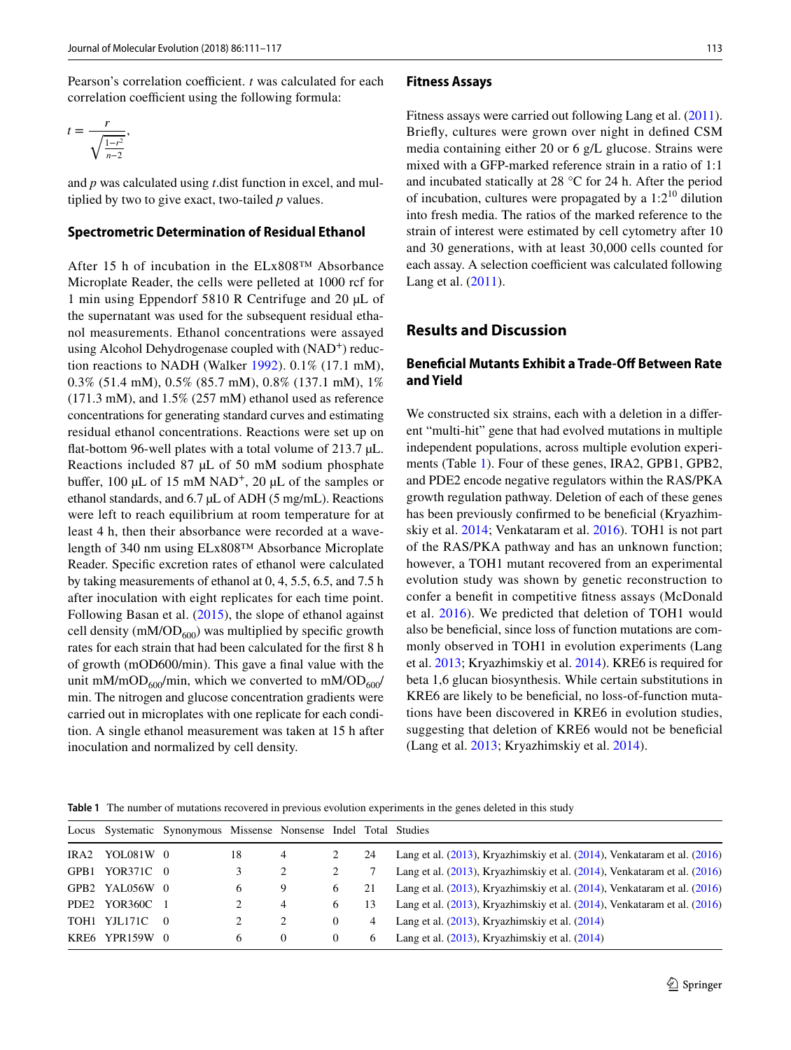Pearson's correlation coefficient. *t* was calculated for each correlation coefficient using the following formula:

$$t = \frac{r}{\sqrt{\frac{1-r^2}{n-2}}},$$

and *p* was calculated using *t*.dist function in excel, and multiplied by two to give exact, two-tailed *p* values.

### Spectrometric Determination of Residual Ethanol

After 15 h of incubation in the ELx808™ Absorbance Microplate Reader, the cells were pelleted at 1000 rcf for 1 min using Eppendorf 5810 R Centrifuge and 20 µL of the supernatant was used for the subsequent residual ethanol measurements. Ethanol concentrations were assayed using Alcohol Dehydrogenase coupled with ($NAD^+$) reduction reactions to NADH (Walker 1992). 0.1% (17.1 mM), 0.3% (51.4 mM), 0.5% (85.7 mM), 0.8% (137.1 mM), 1% (171.3 mM), and 1.5% (257 mM) ethanol used as reference concentrations for generating standard curves and estimating residual ethanol concentrations. Reactions were set up on flat-bottom 96-well plates with a total volume of 213.7 µL. Reactions included 87 µL of 50 mM sodium phosphate buffer, 100 µL of 15 mM $NAD^+$, 20 µL of the samples or ethanol standards, and 6.7 µL of ADH (5 mg/mL). Reactions were left to reach equilibrium at room temperature for at least 4 h, then their absorbance were recorded at a wavelength of 340 nm using ELx808™ Absorbance Microplate Reader. Specific excretion rates of ethanol were calculated by taking measurements of ethanol at 0, 4, 5.5, 6.5, and 7.5 h after inoculation with eight replicates for each time point. Following Basan et al. (2015), the slope of ethanol against cell density (mM/$OD_{600}$) was multiplied by specific growth rates for each strain that had been calculated for the first 8 h of growth (mOD600/min). This gave a final value with the unit mM/$mOD_{600}$/min, which we converted to mM/$OD_{600}$/min. The nitrogen and glucose concentration gradients were carried out in microplates with one replicate for each condition. A single ethanol measurement was taken at 15 h after inoculation and normalized by cell density.

### Fitness Assays

Fitness assays were carried out following Lang et al. (2011). Briefly, cultures were grown over night in defined CSM media containing either 20 or 6 g/L glucose. Strains were mixed with a GFP-marked reference strain in a ratio of 1:1 and incubated statically at 28 °C for 24 h. After the period of incubation, cultures were propagated by a $1{:}2^{10}$ dilution into fresh media. The ratios of the marked reference to the strain of interest were estimated by cell cytometry after 10 and 30 generations, with at least 30,000 cells counted for each assay. A selection coefficient was calculated following Lang et al. (2011).

## Results and Discussion

### Beneficial Mutants Exhibit a Trade-Off Between Rate and Yield

We constructed six strains, each with a deletion in a different "multi-hit" gene that had evolved mutations in multiple independent populations, across multiple evolution experiments (Table 1). Four of these genes, IRA2, GPB1, GPB2, and PDE2 encode negative regulators within the RAS/PKA growth regulation pathway. Deletion of each of these genes has been previously confirmed to be beneficial (Kryazhimskiy et al. 2014; Venkataram et al. 2016). TOH1 is not part of the RAS/PKA pathway and has an unknown function; however, a TOH1 mutant recovered from an experimental evolution study was shown by genetic reconstruction to confer a benefit in competitive fitness assays (McDonald et al. 2016). We predicted that deletion of TOH1 would also be beneficial, since loss of function mutations are commonly observed in TOH1 in evolution experiments (Lang et al. 2013; Kryazhimskiy et al. 2014). KRE6 is required for beta 1,6 glucan biosynthesis. While certain substitutions in KRE6 are likely to be beneficial, no loss-of-function mutations have been discovered in KRE6 in evolution studies, suggesting that deletion of KRE6 would not be beneficial (Lang et al. 2013; Kryazhimskiy et al. 2014).

**Table 1** The number of mutations recovered in previous evolution experiments in the genes deleted in this study

| Locus | Systematic | Synonymous | Missense | Nonsense | Indel | Total | Studies |
|---|---|---|---|---|---|---|---|
| IRA2 | YOL081W | 0 | 18 | 4 | 2 | 24 | Lang et al. (2013), Kryazhimskiy et al. (2014), Venkataram et al. (2016) |
| GPB1 | YOR371C | 0 | 3 | 2 | 2 | 7 | Lang et al. (2013), Kryazhimskiy et al. (2014), Venkataram et al. (2016) |
| GPB2 | YAL056W | 0 | 6 | 9 | 6 | 21 | Lang et al. (2013), Kryazhimskiy et al. (2014), Venkataram et al. (2016) |
| PDE2 | YOR360C | 1 | 2 | 4 | 6 | 13 | Lang et al. (2013), Kryazhimskiy et al. (2014), Venkataram et al. (2016) |
| TOH1 | YJL171C | 0 | 2 | 2 | 0 | 4 | Lang et al. (2013), Kryazhimskiy et al. (2014) |
| KRE6 | YPR159W | 0 | 6 | 0 | 0 | 6 | Lang et al. (2013), Kryazhimskiy et al. (2014) |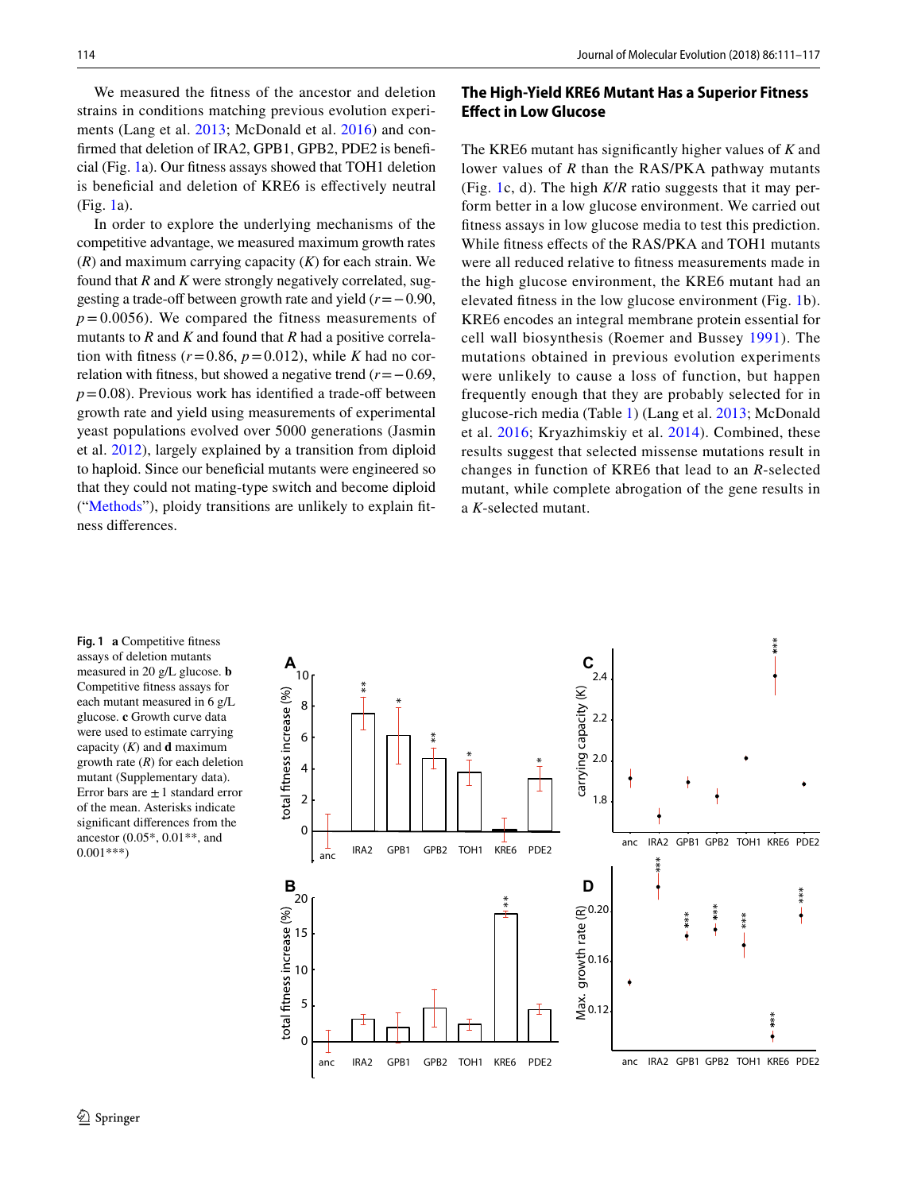We measured the fitness of the ancestor and deletion strains in conditions matching previous evolution experiments (Lang et al. 2013; McDonald et al. 2016) and confirmed that deletion of IRA2, GPB1, GPB2, PDE2 is beneficial (Fig. 1a). Our fitness assays showed that TOH1 deletion is beneficial and deletion of KRE6 is effectively neutral (Fig. 1a).

In order to explore the underlying mechanisms of the competitive advantage, we measured maximum growth rates (*R*) and maximum carrying capacity (*K*) for each strain. We found that *R* and *K* were strongly negatively correlated, suggesting a trade-off between growth rate and yield ($r=-0.90$, $p=0.0056$). We compared the fitness measurements of mutants to *R* and *K* and found that *R* had a positive correlation with fitness ($r=0.86$, $p=0.012$), while *K* had no correlation with fitness, but showed a negative trend ($r=-0.69$, $p=0.08$). Previous work has identified a trade-off between growth rate and yield using measurements of experimental yeast populations evolved over 5000 generations (Jasmin et al. 2012), largely explained by a transition from diploid to haploid. Since our beneficial mutants were engineered so that they could not mating-type switch and become diploid ("Methods"), ploidy transitions are unlikely to explain fitness differences.

## The High-Yield KRE6 Mutant Has a Superior Fitness Effect in Low Glucose

The KRE6 mutant has significantly higher values of *K* and lower values of *R* than the RAS/PKA pathway mutants (Fig. 1c, d). The high *K*/*R* ratio suggests that it may perform better in a low glucose environment. We carried out fitness assays in low glucose media to test this prediction. While fitness effects of the RAS/PKA and TOH1 mutants were all reduced relative to fitness measurements made in the high glucose environment, the KRE6 mutant had an elevated fitness in the low glucose environment (Fig. 1b). KRE6 encodes an integral membrane protein essential for cell wall biosynthesis (Roemer and Bussey 1991). The mutations obtained in previous evolution experiments were unlikely to cause a loss of function, but happen frequently enough that they are probably selected for in glucose-rich media (Table 1) (Lang et al. 2013; McDonald et al. 2016; Kryazhimskiy et al. 2014). Combined, these results suggest that selected missense mutations result in changes in function of KRE6 that lead to an *R*-selected mutant, while complete abrogation of the gene results in a *K*-selected mutant.

**Fig. 1** **a** Competitive fitness assays of deletion mutants measured in 20 g/L glucose. **b** Competitive fitness assays for each mutant measured in 6 g/L glucose. **c** Growth curve data were used to estimate carrying capacity (*K*) and **d** maximum growth rate (*R*) for each deletion mutant (Supplementary data). Error bars are ±1 standard error of the mean. Asterisks indicate significant differences from the ancestor (0.05*, 0.01**, and 0.001***)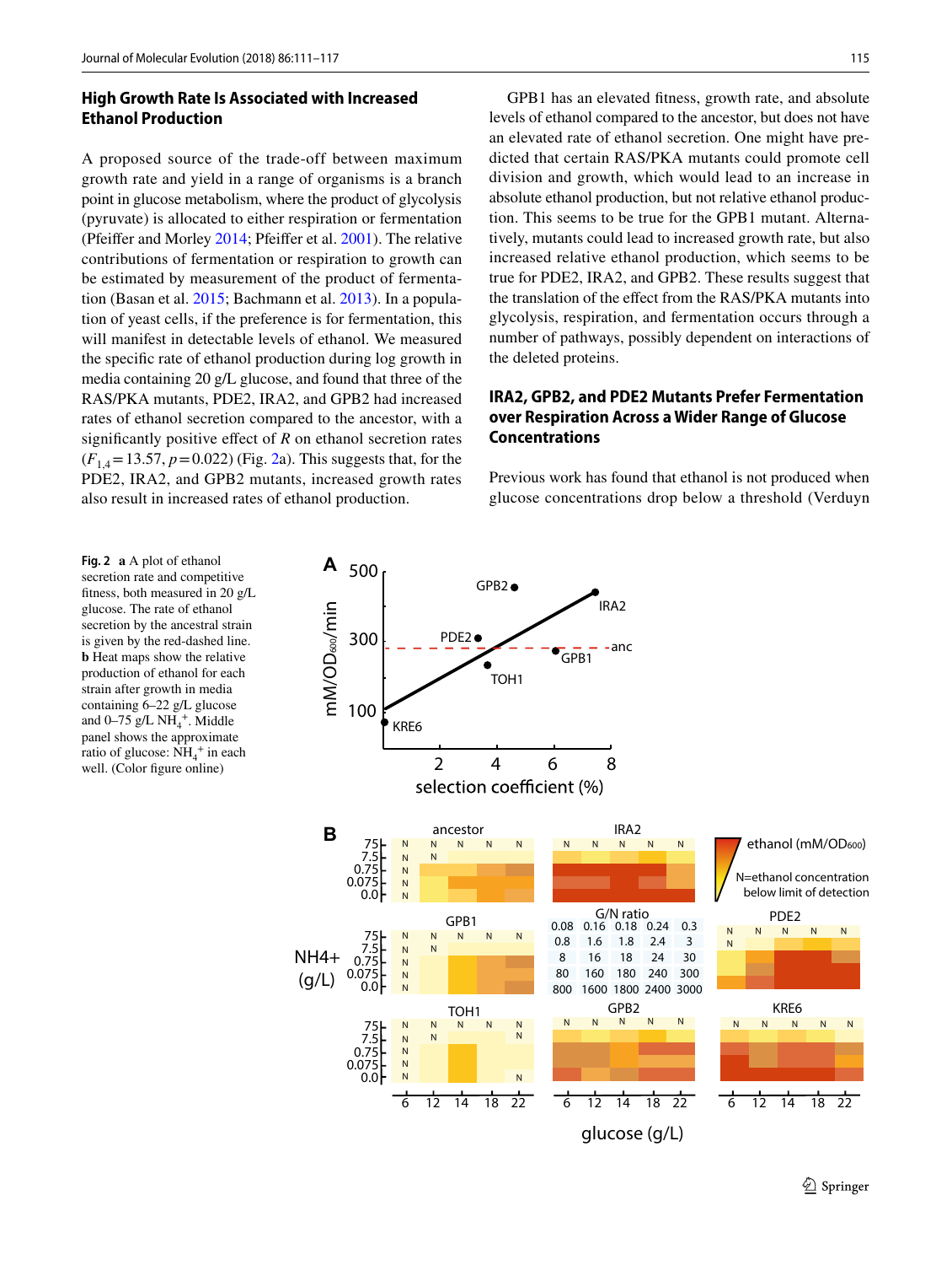## High Growth Rate Is Associated with Increased Ethanol Production

A proposed source of the trade-off between maximum growth rate and yield in a range of organisms is a branch point in glucose metabolism, where the product of glycolysis (pyruvate) is allocated to either respiration or fermentation (Pfeiffer and Morley 2014; Pfeiffer et al. 2001). The relative contributions of fermentation or respiration to growth can be estimated by measurement of the product of fermentation (Basan et al. 2015; Bachmann et al. 2013). In a population of yeast cells, if the preference is for fermentation, this will manifest in detectable levels of ethanol. We measured the specific rate of ethanol production during log growth in media containing 20 g/L glucose, and found that three of the RAS/PKA mutants, PDE2, IRA2, and GPB2 had increased rates of ethanol secretion compared to the ancestor, with a significantly positive effect of *R* on ethanol secretion rates ($F_{1,4} = 13.57$, $p = 0.022$) (Fig. 2a). This suggests that, for the PDE2, IRA2, and GPB2 mutants, increased growth rates also result in increased rates of ethanol production.

GPB1 has an elevated fitness, growth rate, and absolute levels of ethanol compared to the ancestor, but does not have an elevated rate of ethanol secretion. One might have predicted that certain RAS/PKA mutants could promote cell division and growth, which would lead to an increase in absolute ethanol production, but not relative ethanol production. This seems to be true for the GPB1 mutant. Alternatively, mutants could lead to increased growth rate, but also increased relative ethanol production, which seems to be true for PDE2, IRA2, and GPB2. These results suggest that the translation of the effect from the RAS/PKA mutants into glycolysis, respiration, and fermentation occurs through a number of pathways, possibly dependent on interactions of the deleted proteins.

## IRA2, GPB2, and PDE2 Mutants Prefer Fermentation over Respiration Across a Wider Range of Glucose Concentrations

Previous work has found that ethanol is not produced when glucose concentrations drop below a threshold (Verduyn

**Fig. 2** **a** A plot of ethanol secretion rate and competitive fitness, both measured in 20 g/L glucose. The rate of ethanol secretion by the ancestral strain is given by the red-dashed line. **b** Heat maps show the relative production of ethanol for each strain after growth in media containing 6–22 g/L glucose and 0–75 g/L $NH_4^+$. Middle panel shows the approximate ratio of glucose: $NH_4^+$ in each well. (Color figure online)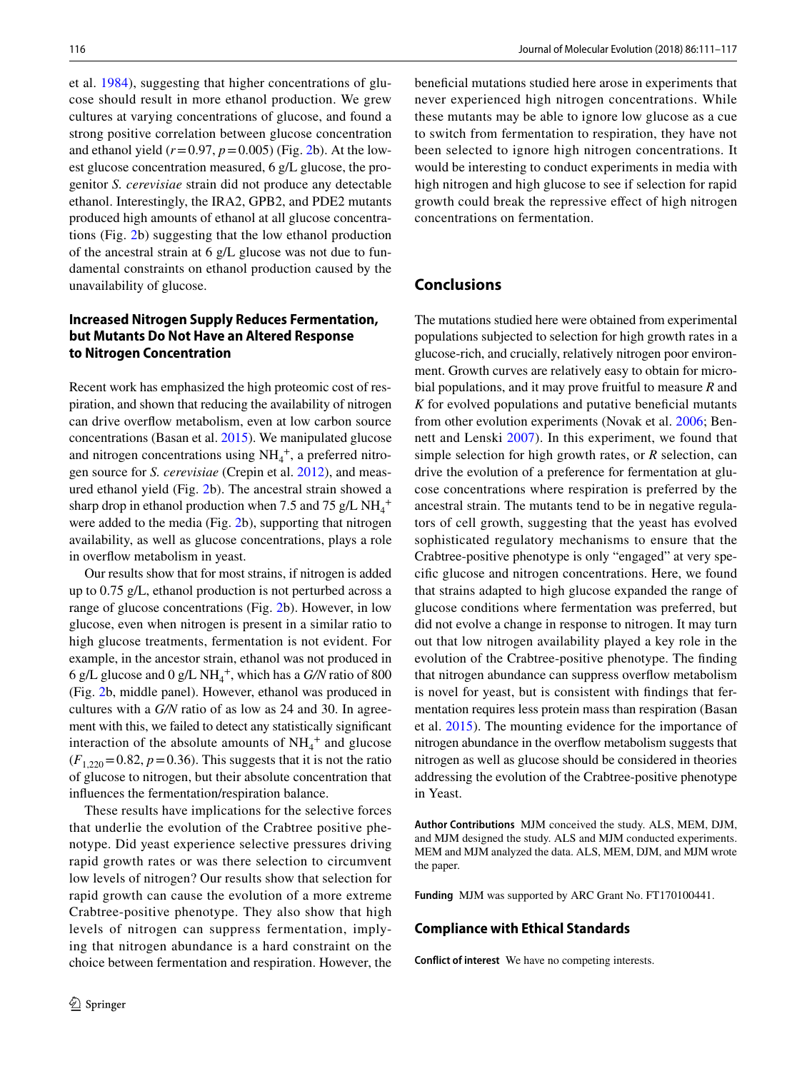et al. 1984), suggesting that higher concentrations of glucose should result in more ethanol production. We grew cultures at varying concentrations of glucose, and found a strong positive correlation between glucose concentration and ethanol yield ($r = 0.97$, $p = 0.005$) (Fig. 2b). At the lowest glucose concentration measured, 6 g/L glucose, the progenitor *S. cerevisiae* strain did not produce any detectable ethanol. Interestingly, the IRA2, GPB2, and PDE2 mutants produced high amounts of ethanol at all glucose concentrations (Fig. 2b) suggesting that the low ethanol production of the ancestral strain at 6 g/L glucose was not due to fundamental constraints on ethanol production caused by the unavailability of glucose.

### Increased Nitrogen Supply Reduces Fermentation, but Mutants Do Not Have an Altered Response to Nitrogen Concentration

Recent work has emphasized the high proteomic cost of respiration, and shown that reducing the availability of nitrogen can drive overflow metabolism, even at low carbon source concentrations (Basan et al. 2015). We manipulated glucose and nitrogen concentrations using $NH_4^+$, a preferred nitrogen source for *S. cerevisiae* (Crepin et al. 2012), and measured ethanol yield (Fig. 2b). The ancestral strain showed a sharp drop in ethanol production when 7.5 and 75 g/L $NH_4^+$ were added to the media (Fig. 2b), supporting that nitrogen availability, as well as glucose concentrations, plays a role in overflow metabolism in yeast.

Our results show that for most strains, if nitrogen is added up to 0.75 g/L, ethanol production is not perturbed across a range of glucose concentrations (Fig. 2b). However, in low glucose, even when nitrogen is present in a similar ratio to high glucose treatments, fermentation is not evident. For example, in the ancestor strain, ethanol was not produced in 6 g/L glucose and 0 g/L $NH_4^+$, which has a *G/N* ratio of 800 (Fig. 2b, middle panel). However, ethanol was produced in cultures with a *G/N* ratio of as low as 24 and 30. In agreement with this, we failed to detect any statistically significant interaction of the absolute amounts of $NH_4^+$ and glucose ($F_{1,220} = 0.82$, $p = 0.36$). This suggests that it is not the ratio of glucose to nitrogen, but their absolute concentration that influences the fermentation/respiration balance.

These results have implications for the selective forces that underlie the evolution of the Crabtree positive phenotype. Did yeast experience selective pressures driving rapid growth rates or was there selection to circumvent low levels of nitrogen? Our results show that selection for rapid growth can cause the evolution of a more extreme Crabtree-positive phenotype. They also show that high levels of nitrogen can suppress fermentation, implying that nitrogen abundance is a hard constraint on the choice between fermentation and respiration. However, the beneficial mutations studied here arose in experiments that never experienced high nitrogen concentrations. While these mutants may be able to ignore low glucose as a cue to switch from fermentation to respiration, they have not been selected to ignore high nitrogen concentrations. It would be interesting to conduct experiments in media with high nitrogen and high glucose to see if selection for rapid growth could break the repressive effect of high nitrogen concentrations on fermentation.

## Conclusions

The mutations studied here were obtained from experimental populations subjected to selection for high growth rates in a glucose-rich, and crucially, relatively nitrogen poor environment. Growth curves are relatively easy to obtain for microbial populations, and it may prove fruitful to measure *R* and *K* for evolved populations and putative beneficial mutants from other evolution experiments (Novak et al. 2006; Bennett and Lenski 2007). In this experiment, we found that simple selection for high growth rates, or *R* selection, can drive the evolution of a preference for fermentation at glucose concentrations where respiration is preferred by the ancestral strain. The mutants tend to be in negative regulators of cell growth, suggesting that the yeast has evolved sophisticated regulatory mechanisms to ensure that the Crabtree-positive phenotype is only "engaged" at very specific glucose and nitrogen concentrations. Here, we found that strains adapted to high glucose expanded the range of glucose conditions where fermentation was preferred, but did not evolve a change in response to nitrogen. It may turn out that low nitrogen availability played a key role in the evolution of the Crabtree-positive phenotype. The finding that nitrogen abundance can suppress overflow metabolism is novel for yeast, but is consistent with findings that fermentation requires less protein mass than respiration (Basan et al. 2015). The mounting evidence for the importance of nitrogen abundance in the overflow metabolism suggests that nitrogen as well as glucose should be considered in theories addressing the evolution of the Crabtree-positive phenotype in Yeast.

**Author Contributions** MJM conceived the study. ALS, MEM, DJM, and MJM designed the study. ALS and MJM conducted experiments. MEM and MJM analyzed the data. ALS, MEM, DJM, and MJM wrote the paper.

**Funding** MJM was supported by ARC Grant No. FT170100441.

### Compliance with Ethical Standards

**Conflict of interest** We have no competing interests.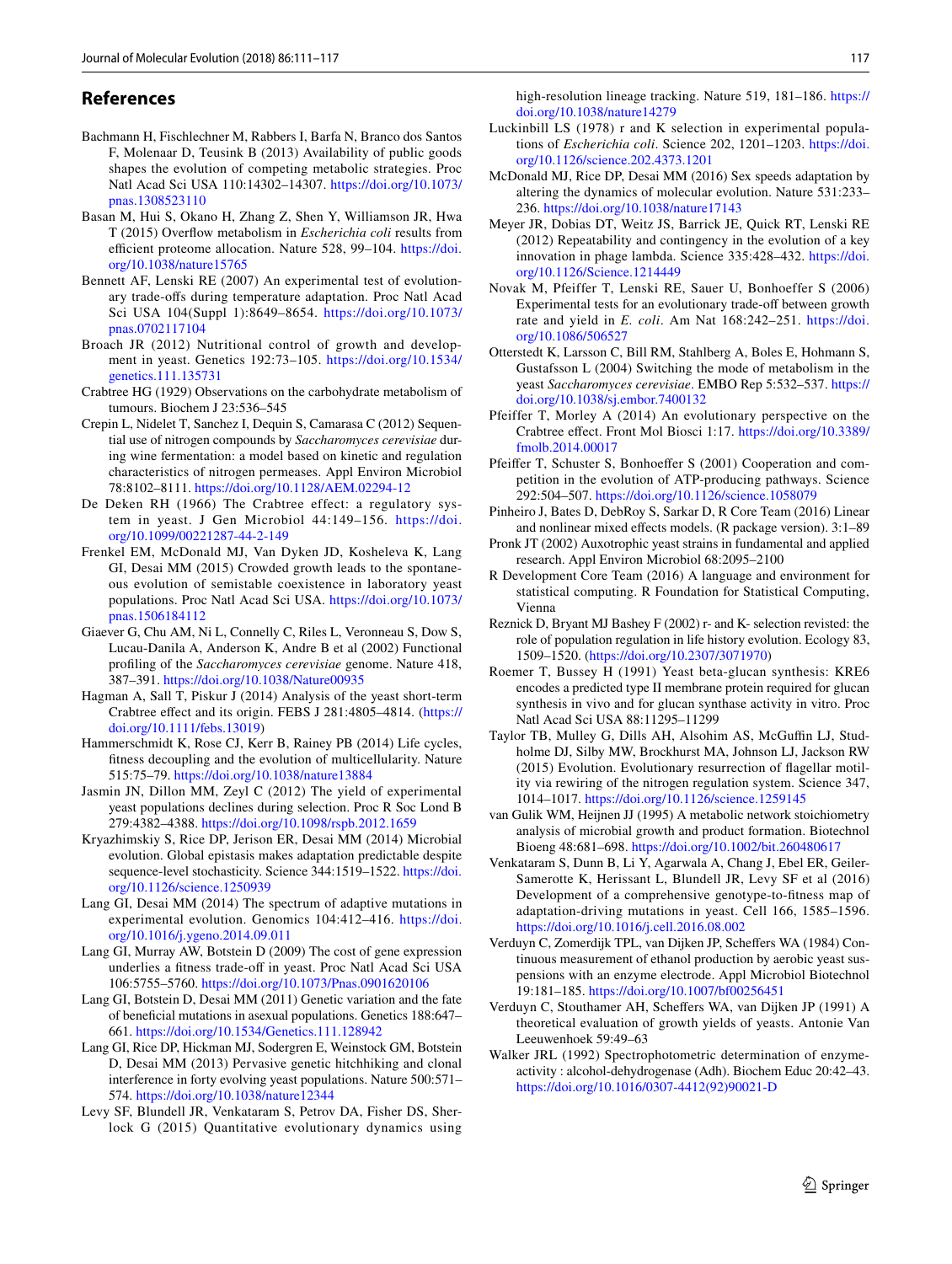## References

Bachmann H, Fischlechner M, Rabbers I, Barfa N, Branco dos Santos F, Molenaar D, Teusink B (2013) Availability of public goods shapes the evolution of competing metabolic strategies. Proc Natl Acad Sci USA 110:14302–14307. https://doi.org/10.1073/pnas.1308523110

Basan M, Hui S, Okano H, Zhang Z, Shen Y, Williamson JR, Hwa T (2015) Overflow metabolism in *Escherichia coli* results from efficient proteome allocation. Nature 528, 99–104. https://doi.org/10.1038/nature15765

Bennett AF, Lenski RE (2007) An experimental test of evolutionary trade-offs during temperature adaptation. Proc Natl Acad Sci USA 104(Suppl 1):8649–8654. https://doi.org/10.1073/pnas.0702117104

Broach JR (2012) Nutritional control of growth and development in yeast. Genetics 192:73–105. https://doi.org/10.1534/genetics.111.135731

Crabtree HG (1929) Observations on the carbohydrate metabolism of tumours. Biochem J 23:536–545

Crepin L, Nidelet T, Sanchez I, Dequin S, Camarasa C (2012) Sequential use of nitrogen compounds by *Saccharomyces cerevisiae* during wine fermentation: a model based on kinetic and regulation characteristics of nitrogen permeases. Appl Environ Microbiol 78:8102–8111. https://doi.org/10.1128/AEM.02294-12

De Deken RH (1966) The Crabtree effect: a regulatory system in yeast. J Gen Microbiol 44:149–156. https://doi.org/10.1099/00221287-44-2-149

Frenkel EM, McDonald MJ, Van Dyken JD, Kosheleva K, Lang GI, Desai MM (2015) Crowded growth leads to the spontaneous evolution of semistable coexistence in laboratory yeast populations. Proc Natl Acad Sci USA. https://doi.org/10.1073/pnas.1506184112

Giaever G, Chu AM, Ni L, Connelly C, Riles L, Veronneau S, Dow S, Lucau-Danila A, Anderson K, Andre B et al (2002) Functional profiling of the *Saccharomyces cerevisiae* genome. Nature 418, 387–391. https://doi.org/10.1038/Nature00935

Hagman A, Sall T, Piskur J (2014) Analysis of the yeast short-term Crabtree effect and its origin. FEBS J 281:4805–4814. (https://doi.org/10.1111/febs.13019)

Hammerschmidt K, Rose CJ, Kerr B, Rainey PB (2014) Life cycles, fitness decoupling and the evolution of multicellularity. Nature 515:75–79. https://doi.org/10.1038/nature13884

Jasmin JN, Dillon MM, Zeyl C (2012) The yield of experimental yeast populations declines during selection. Proc R Soc Lond B 279:4382–4388. https://doi.org/10.1098/rspb.2012.1659

Kryazhimskiy S, Rice DP, Jerison ER, Desai MM (2014) Microbial evolution. Global epistasis makes adaptation predictable despite sequence-level stochasticity. Science 344:1519–1522. https://doi.org/10.1126/science.1250939

Lang GI, Desai MM (2014) The spectrum of adaptive mutations in experimental evolution. Genomics 104:412–416. https://doi.org/10.1016/j.ygeno.2014.09.011

Lang GI, Murray AW, Botstein D (2009) The cost of gene expression underlies a fitness trade-off in yeast. Proc Natl Acad Sci USA 106:5755–5760. https://doi.org/10.1073/Pnas.0901620106

Lang GI, Botstein D, Desai MM (2011) Genetic variation and the fate of beneficial mutations in asexual populations. Genetics 188:647–661. https://doi.org/10.1534/Genetics.111.128942

Lang GI, Rice DP, Hickman MJ, Sodergren E, Weinstock GM, Botstein D, Desai MM (2013) Pervasive genetic hitchhiking and clonal interference in forty evolving yeast populations. Nature 500:571–574. https://doi.org/10.1038/nature12344

Levy SF, Blundell JR, Venkataram S, Petrov DA, Fisher DS, Sherlock G (2015) Quantitative evolutionary dynamics using high-resolution lineage tracking. Nature 519, 181–186. https://doi.org/10.1038/nature14279

Luckinbill LS (1978) r and K selection in experimental populations of *Escherichia coli*. Science 202, 1201–1203. https://doi.org/10.1126/science.202.4373.1201

McDonald MJ, Rice DP, Desai MM (2016) Sex speeds adaptation by altering the dynamics of molecular evolution. Nature 531:233–236. https://doi.org/10.1038/nature17143

Meyer JR, Dobias DT, Weitz JS, Barrick JE, Quick RT, Lenski RE (2012) Repeatability and contingency in the evolution of a key innovation in phage lambda. Science 335:428–432. https://doi.org/10.1126/Science.1214449

Novak M, Pfeiffer T, Lenski RE, Sauer U, Bonhoeffer S (2006) Experimental tests for an evolutionary trade-off between growth rate and yield in *E. coli*. Am Nat 168:242–251. https://doi.org/10.1086/506527

Otterstedt K, Larsson C, Bill RM, Stahlberg A, Boles E, Hohmann S, Gustafsson L (2004) Switching the mode of metabolism in the yeast *Saccharomyces cerevisiae*. EMBO Rep 5:532–537. https://doi.org/10.1038/sj.embor.7400132

Pfeiffer T, Morley A (2014) An evolutionary perspective on the Crabtree effect. Front Mol Biosci 1:17. https://doi.org/10.3389/fmolb.2014.00017

Pfeiffer T, Schuster S, Bonhoeffer S (2001) Cooperation and competition in the evolution of ATP-producing pathways. Science 292:504–507. https://doi.org/10.1126/science.1058079

Pinheiro J, Bates D, DebRoy S, Sarkar D, R Core Team (2016) Linear and nonlinear mixed effects models. (R package version). 3:1–89

Pronk JT (2002) Auxotrophic yeast strains in fundamental and applied research. Appl Environ Microbiol 68:2095–2100

R Development Core Team (2016) A language and environment for statistical computing. R Foundation for Statistical Computing, Vienna

Reznick D, Bryant MJ Bashey F (2002) r- and K- selection revisted: the role of population regulation in life history evolution. Ecology 83, 1509–1520. (https://doi.org/10.2307/3071970)

Roemer T, Bussey H (1991) Yeast beta-glucan synthesis: KRE6 encodes a predicted type II membrane protein required for glucan synthesis in vivo and for glucan synthase activity in vitro. Proc Natl Acad Sci USA 88:11295–11299

Taylor TB, Mulley G, Dills AH, Alsohim AS, McGuffin LJ, Studholme DJ, Silby MW, Brockhurst MA, Johnson LJ, Jackson RW (2015) Evolution. Evolutionary resurrection of flagellar motility via rewiring of the nitrogen regulation system. Science 347, 1014–1017. https://doi.org/10.1126/science.1259145

van Gulik WM, Heijnen JJ (1995) A metabolic network stoichiometry analysis of microbial growth and product formation. Biotechnol Bioeng 48:681–698. https://doi.org/10.1002/bit.260480617

Venkataram S, Dunn B, Li Y, Agarwala A, Chang J, Ebel ER, Geiler-Samerotte K, Herissant L, Blundell JR, Levy SF et al (2016) Development of a comprehensive genotype-to-fitness map of adaptation-driving mutations in yeast. Cell 166, 1585–1596. https://doi.org/10.1016/j.cell.2016.08.002

Verduyn C, Zomerdijk TPL, van Dijken JP, Scheffers WA (1984) Continuous measurement of ethanol production by aerobic yeast suspensions with an enzyme electrode. Appl Microbiol Biotechnol 19:181–185. https://doi.org/10.1007/bf00256451

Verduyn C, Stouthamer AH, Scheffers WA, van Dijken JP (1991) A theoretical evaluation of growth yields of yeasts. Antonie Van Leeuwenhoek 59:49–63

Walker JRL (1992) Spectrophotometric determination of enzyme-activity : alcohol-dehydrogenase (Adh). Biochem Educ 20:42–43. https://doi.org/10.1016/0307-4412(92)90021-D